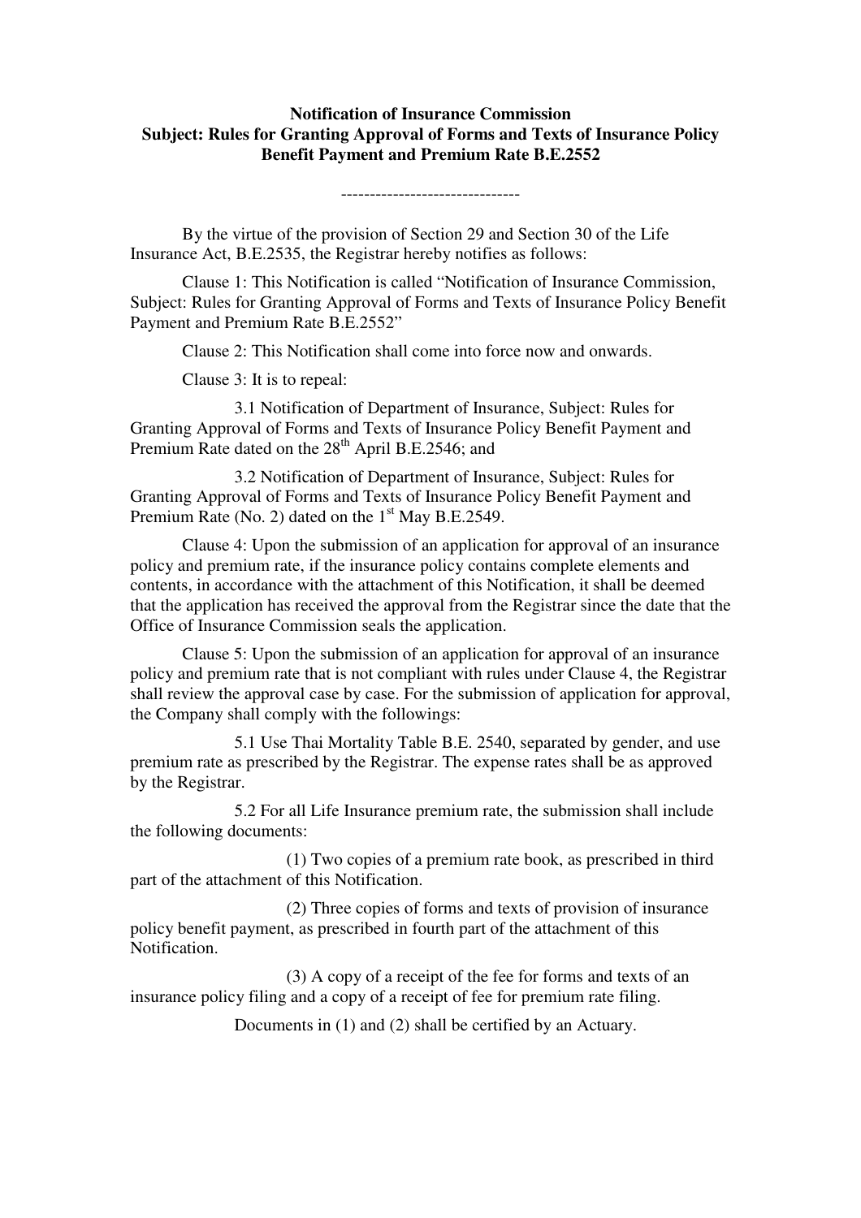**Notification of Insurance Commission**
**Subject: Rules for Granting Approval of Forms and Texts of Insurance Policy Benefit Payment and Premium Rate B.E.2552**

-------------------------------

By the virtue of the provision of Section 29 and Section 30 of the Life Insurance Act, B.E.2535, the Registrar hereby notifies as follows:

Clause 1: This Notification is called "Notification of Insurance Commission, Subject: Rules for Granting Approval of Forms and Texts of Insurance Policy Benefit Payment and Premium Rate B.E.2552"

Clause 2: This Notification shall come into force now and onwards.

Clause 3: It is to repeal:

3.1 Notification of Department of Insurance, Subject: Rules for Granting Approval of Forms and Texts of Insurance Policy Benefit Payment and Premium Rate dated on the 28th April B.E.2546; and

3.2 Notification of Department of Insurance, Subject: Rules for Granting Approval of Forms and Texts of Insurance Policy Benefit Payment and Premium Rate (No. 2) dated on the 1st May B.E.2549.

Clause 4: Upon the submission of an application for approval of an insurance policy and premium rate, if the insurance policy contains complete elements and contents, in accordance with the attachment of this Notification, it shall be deemed that the application has received the approval from the Registrar since the date that the Office of Insurance Commission seals the application.

Clause 5: Upon the submission of an application for approval of an insurance policy and premium rate that is not compliant with rules under Clause 4, the Registrar shall review the approval case by case. For the submission of application for approval, the Company shall comply with the followings:

5.1 Use Thai Mortality Table B.E. 2540, separated by gender, and use premium rate as prescribed by the Registrar. The expense rates shall be as approved by the Registrar.

5.2 For all Life Insurance premium rate, the submission shall include the following documents:

(1) Two copies of a premium rate book, as prescribed in third part of the attachment of this Notification.

(2) Three copies of forms and texts of provision of insurance policy benefit payment, as prescribed in fourth part of the attachment of this Notification.

(3) A copy of a receipt of the fee for forms and texts of an insurance policy filing and a copy of a receipt of fee for premium rate filing.

Documents in (1) and (2) shall be certified by an Actuary.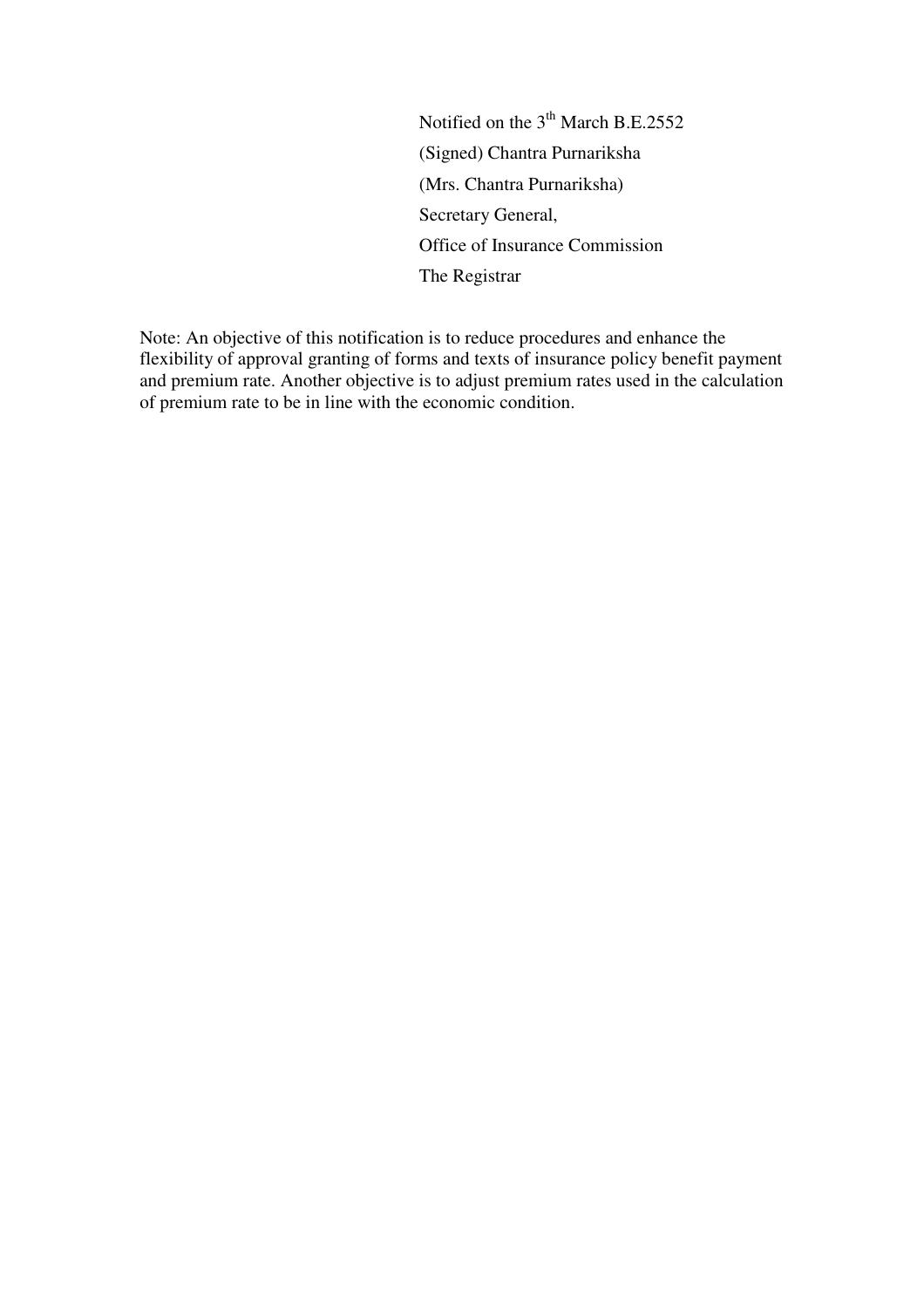Notified on the 3[th] March B.E.2552

(Signed) Chantra Purnariksha

(Mrs. Chantra Purnariksha)

Secretary General,

Office of Insurance Commission

The Registrar

Note: An objective of this notification is to reduce procedures and enhance the flexibility of approval granting of forms and texts of insurance policy benefit payment and premium rate. Another objective is to adjust premium rates used in the calculation of premium rate to be in line with the economic condition.